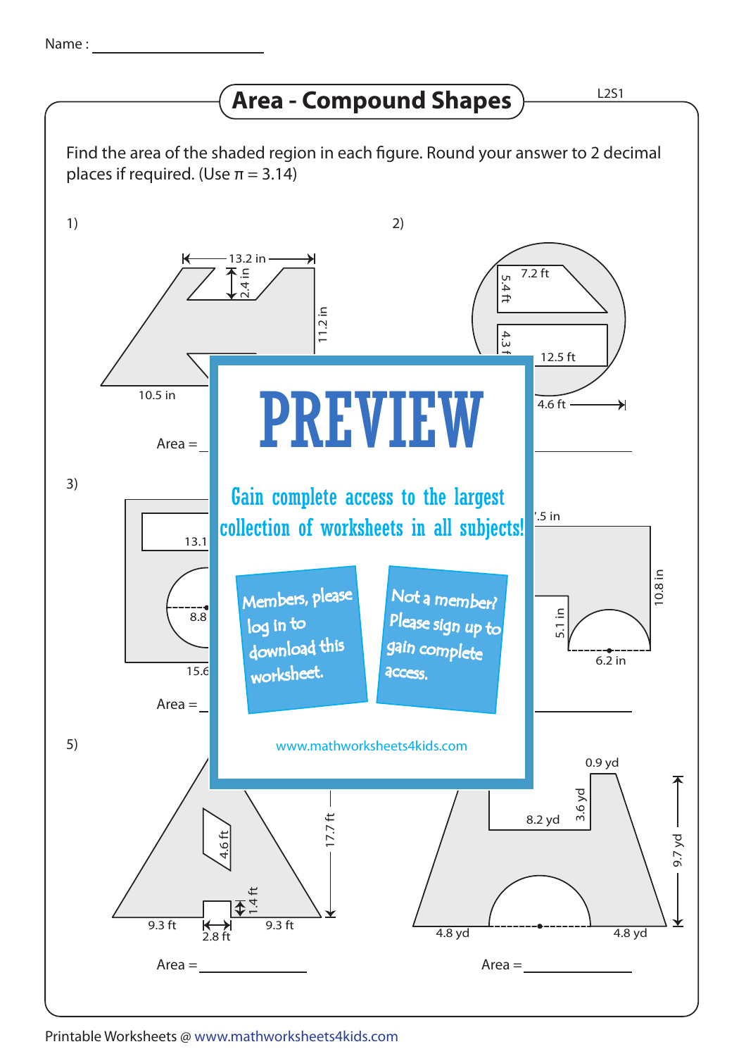Name : ____________________

# Area - Compound Shapes

L2S1

Find the area of the shaded region in each figure. Round your answer to 2 decimal places if required. (Use π = 3.14)

1)

13.2 in

2.4 in

11.2 in

10.5 in

Area = ____________

2)

7.2 ft

5.4 ft

4.3 ft

12.5 ft

4.6 ft

Area = ____________

3)

13.1

8.8

15.6

Area = ____________

4)

7.5 in

10.8 in

5.1 in

6.2 in

Area = ____________

5)

4.6 ft

17.7 ft

1.4 ft

9.3 ft

2.8 ft

9.3 ft

Area = ____________

6)

0.9 yd

3.6 yd

8.2 yd

9.7 yd

4.8 yd

4.8 yd

Area = ____________

PREVIEW

Gain complete access to the largest collection of worksheets in all subjects!

Members, please log in to download this worksheet.

Not a member? Please sign up to gain complete access.

www.mathworksheets4kids.com

Printable Worksheets @ www.mathworksheets4kids.com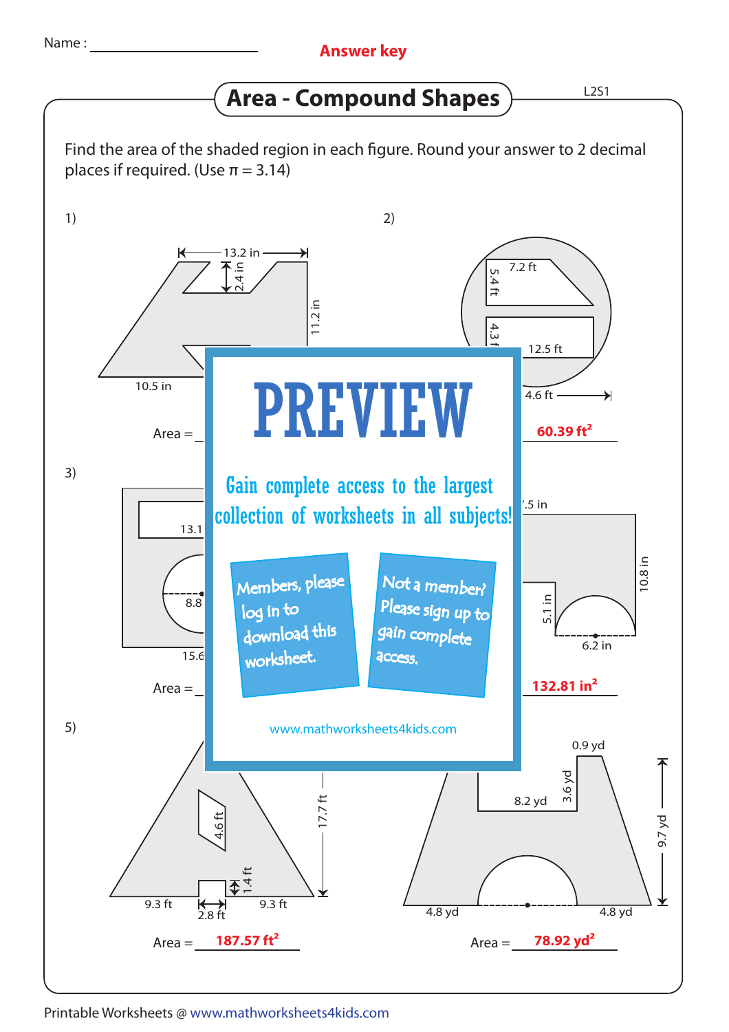Name : ____________________

**Answer key**

# Area - Compound Shapes

L2S1

Find the area of the shaded region in each figure. Round your answer to 2 decimal places if required. (Use π = 3.14)

1)

13.2 in
2.4 in
11.2 in
10.5 in

Area = ____________

2)

7.2 ft
5.4 ft
4.3 ft
12.5 ft
4.6 ft

Area = **60.39 ft²**

3)

13.1
8.8
15.6

Area = ____________

4)

.5 in
10.8 in
5.1 in
6.2 in

Area = **132.81 in²**

5)

4.6 ft
17.7 ft
1.4 ft
9.3 ft
2.8 ft
9.3 ft

Area = **187.57 ft²**

6)

0.9 yd
3.6 yd
8.2 yd
9.7 yd
4.8 yd
4.8 yd

Area = **78.92 yd²**

**PREVIEW**

Gain complete access to the largest collection of worksheets in all subjects!

Members, please log in to download this worksheet.

Not a member? Please sign up to gain complete access.

www.mathworksheets4kids.com

Printable Worksheets @ www.mathworksheets4kids.com